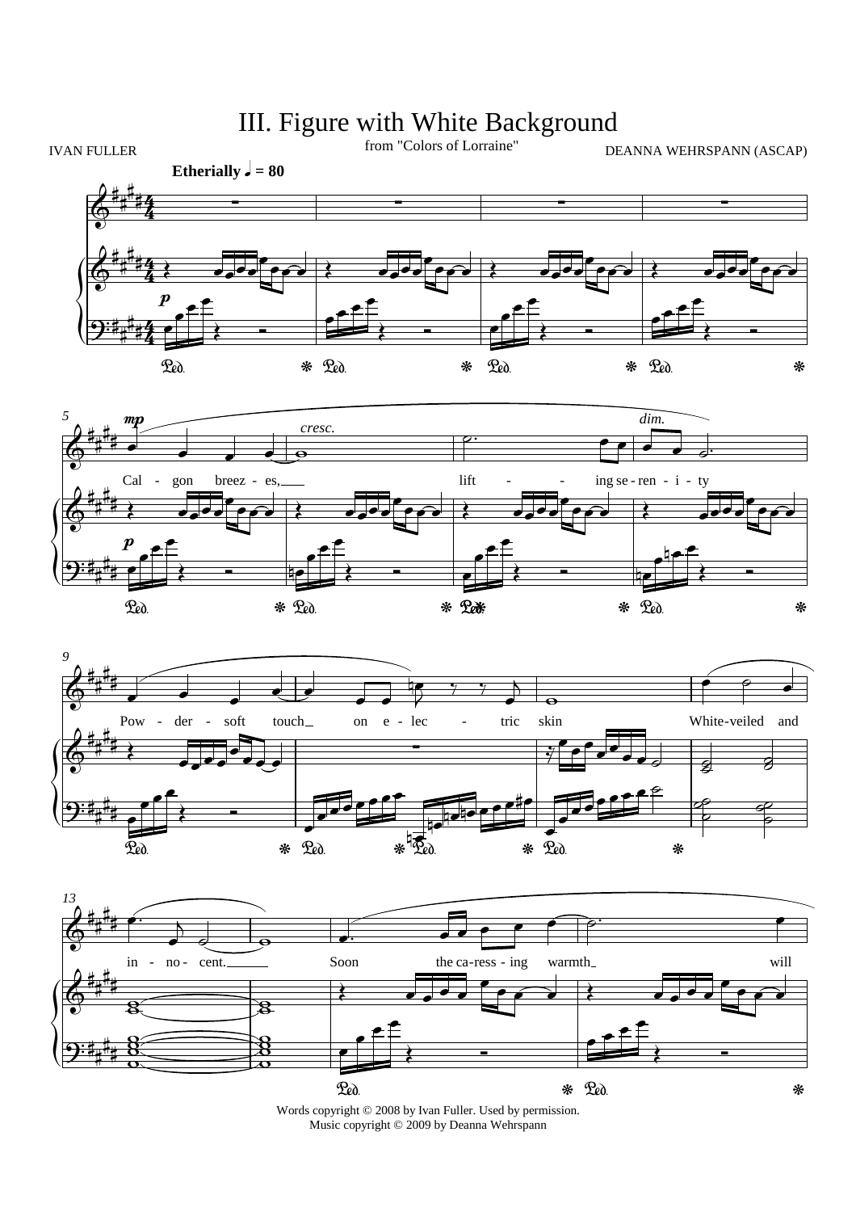# III. Figure with White Background

from "Colors of Lorraine"

IVAN FULLER

DEANNA WEHRSPANN (ASCAP)

**Etherially** ♩ = 80

Cal - gon breez - es, lift - ing se - ren - i - ty

Pow - der - soft touch on e - lec - tric skin

White-veiled and in - no - cent.

Soon the ca - ress - ing warmth will

Words copyright © 2008 by Ivan Fuller. Used by permission.
Music copyright © 2009 by Deanna Wehrspann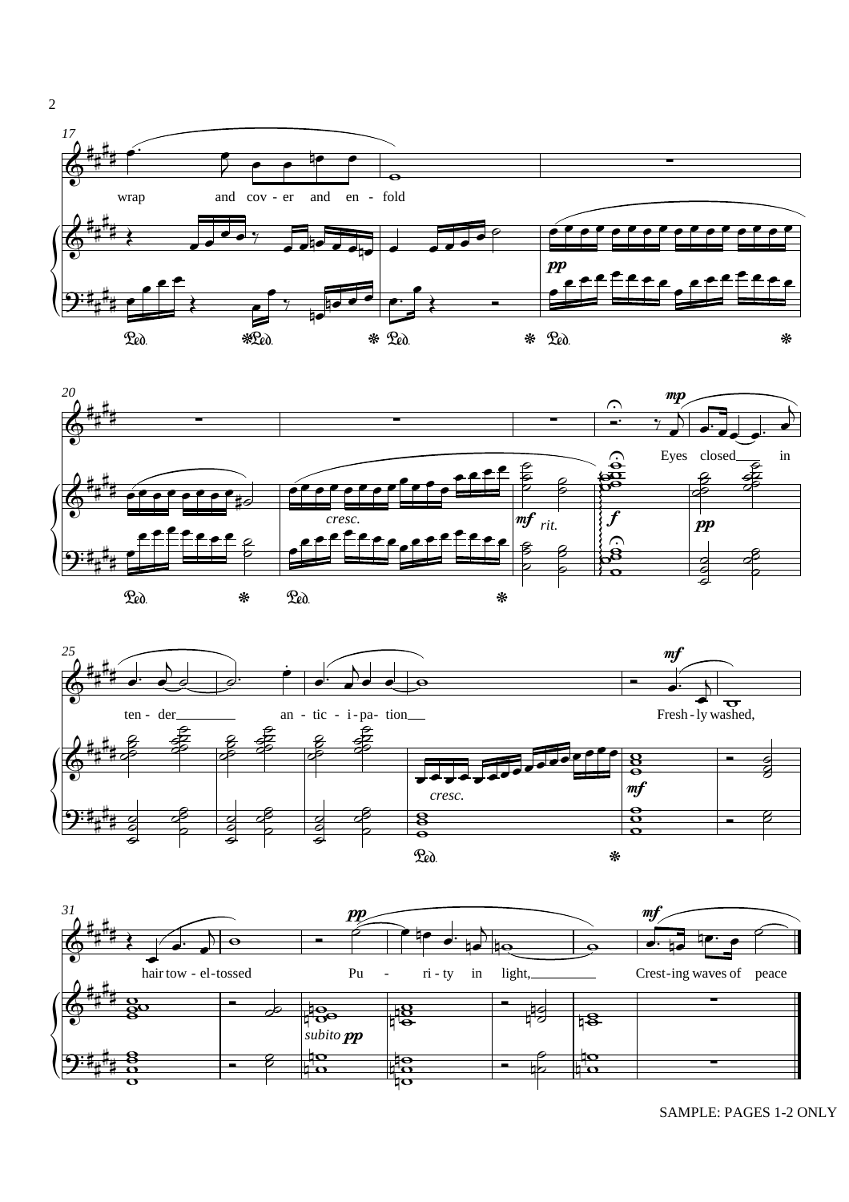wrap and cov - er and en - fold

Eyes closed in ten - der an - tic - i - pa- tion

Fresh - ly washed, hair tow - el-tossed

Pu - ri - ty in light,

Crest-ing waves of peace

SAMPLE: PAGES 1-2 ONLY